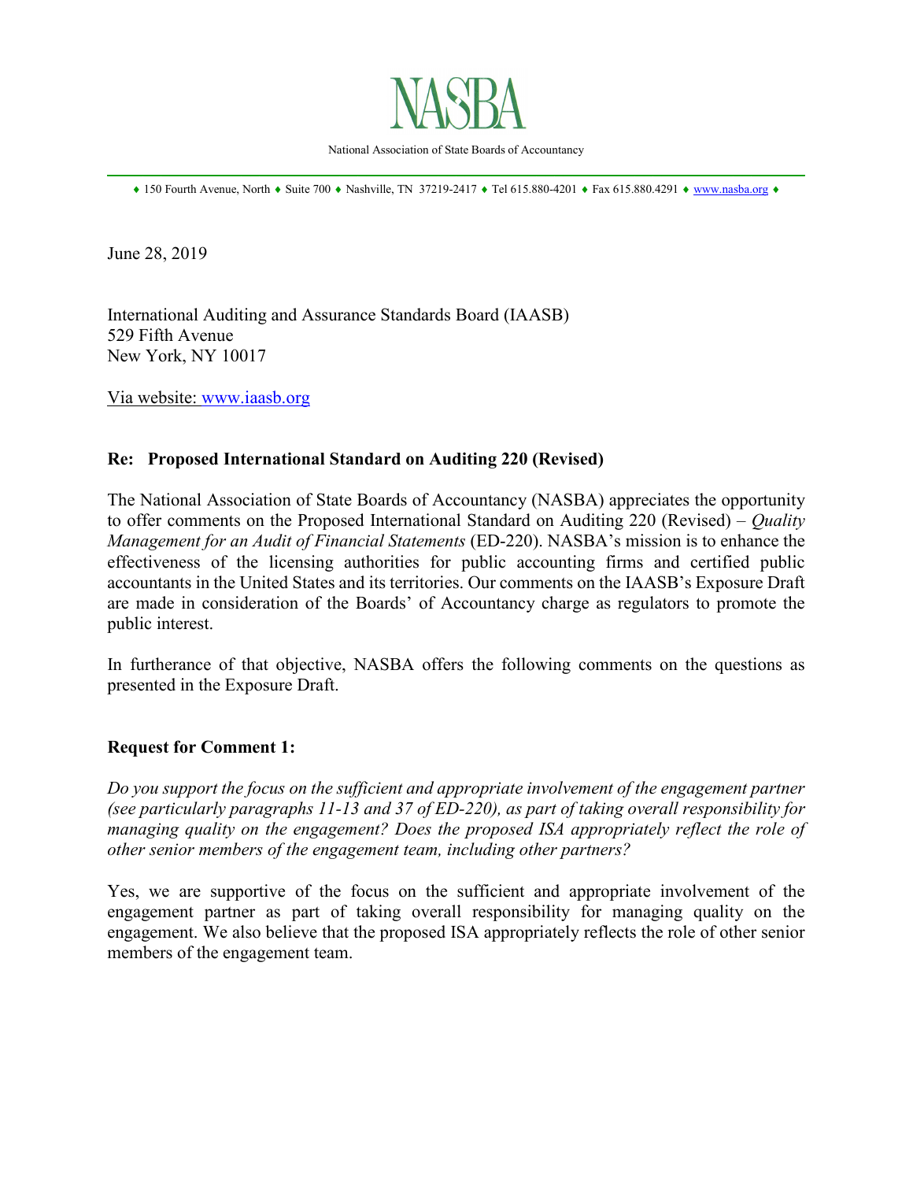# NASBA

National Association of State Boards of Accountancy

♦ 150 Fourth Avenue, North ♦ Suite 700 ♦ Nashville, TN 37219-2417 ♦ Tel 615.880-4201 ♦ Fax 615.880.4291 ♦ www.nasba.org ♦

June 28, 2019

International Auditing and Assurance Standards Board (IAASB)
529 Fifth Avenue
New York, NY 10017

Via website: www.iaasb.org

**Re: Proposed International Standard on Auditing 220 (Revised)**

The National Association of State Boards of Accountancy (NASBA) appreciates the opportunity to offer comments on the Proposed International Standard on Auditing 220 (Revised) – *Quality Management for an Audit of Financial Statements* (ED-220). NASBA's mission is to enhance the effectiveness of the licensing authorities for public accounting firms and certified public accountants in the United States and its territories. Our comments on the IAASB's Exposure Draft are made in consideration of the Boards' of Accountancy charge as regulators to promote the public interest.

In furtherance of that objective, NASBA offers the following comments on the questions as presented in the Exposure Draft.

**Request for Comment 1:**

*Do you support the focus on the sufficient and appropriate involvement of the engagement partner (see particularly paragraphs 11-13 and 37 of ED-220), as part of taking overall responsibility for managing quality on the engagement? Does the proposed ISA appropriately reflect the role of other senior members of the engagement team, including other partners?*

Yes, we are supportive of the focus on the sufficient and appropriate involvement of the engagement partner as part of taking overall responsibility for managing quality on the engagement. We also believe that the proposed ISA appropriately reflects the role of other senior members of the engagement team.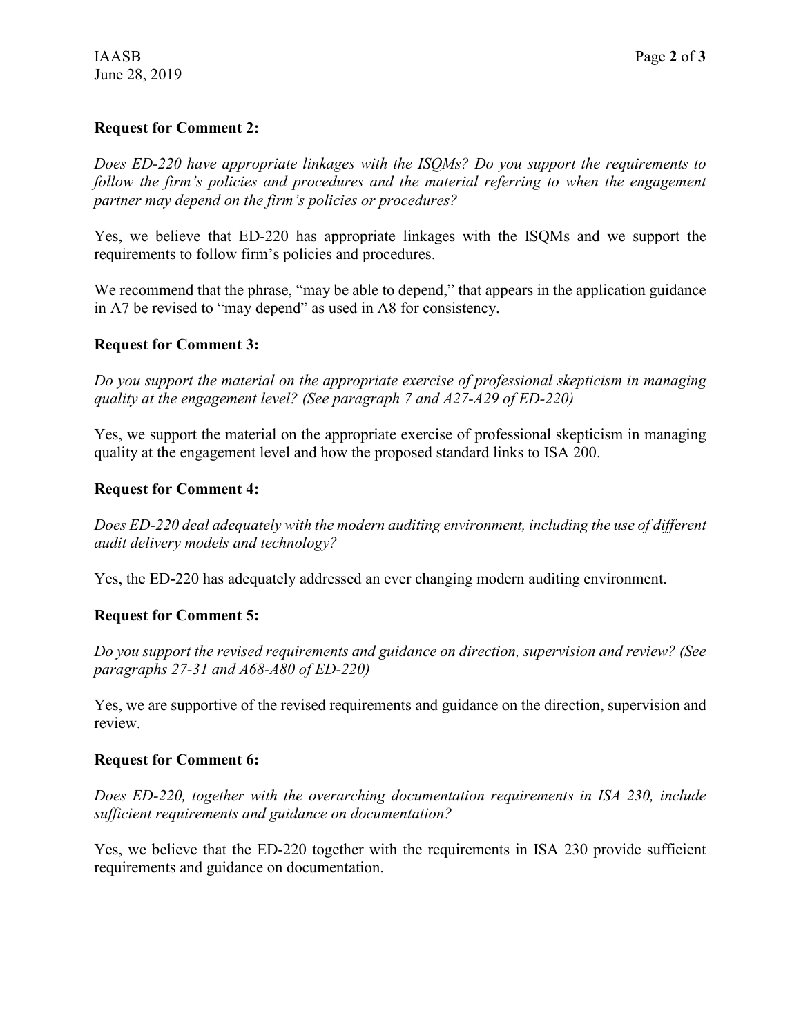**Request for Comment 2:**

*Does ED-220 have appropriate linkages with the ISQMs? Do you support the requirements to follow the firm's policies and procedures and the material referring to when the engagement partner may depend on the firm's policies or procedures?*

Yes, we believe that ED-220 has appropriate linkages with the ISQMs and we support the requirements to follow firm's policies and procedures.

We recommend that the phrase, "may be able to depend," that appears in the application guidance in A7 be revised to "may depend" as used in A8 for consistency.

**Request for Comment 3:**

*Do you support the material on the appropriate exercise of professional skepticism in managing quality at the engagement level? (See paragraph 7 and A27-A29 of ED-220)*

Yes, we support the material on the appropriate exercise of professional skepticism in managing quality at the engagement level and how the proposed standard links to ISA 200.

**Request for Comment 4:**

*Does ED-220 deal adequately with the modern auditing environment, including the use of different audit delivery models and technology?*

Yes, the ED-220 has adequately addressed an ever changing modern auditing environment.

**Request for Comment 5:**

*Do you support the revised requirements and guidance on direction, supervision and review? (See paragraphs 27-31 and A68-A80 of ED-220)*

Yes, we are supportive of the revised requirements and guidance on the direction, supervision and review.

**Request for Comment 6:**

*Does ED-220, together with the overarching documentation requirements in ISA 230, include sufficient requirements and guidance on documentation?*

Yes, we believe that the ED-220 together with the requirements in ISA 230 provide sufficient requirements and guidance on documentation.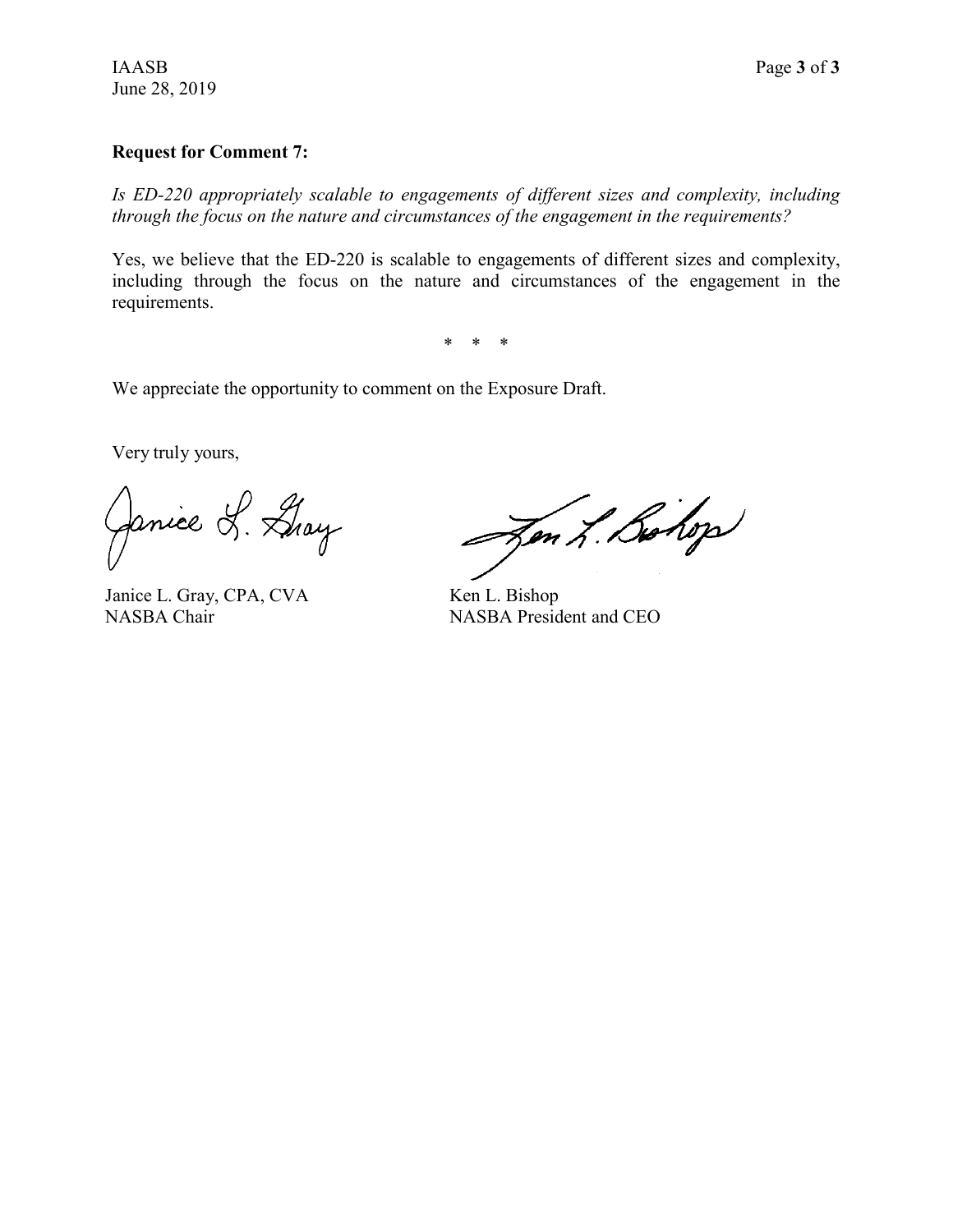**Request for Comment 7:**

*Is ED-220 appropriately scalable to engagements of different sizes and complexity, including through the focus on the nature and circumstances of the engagement in the requirements?*

Yes, we believe that the ED-220 is scalable to engagements of different sizes and complexity, including through the focus on the nature and circumstances of the engagement in the requirements.

\* \* \*

We appreciate the opportunity to comment on the Exposure Draft.

Very truly yours,

Janice L. Gray, CPA, CVA
NASBA Chair

Ken L. Bishop
NASBA President and CEO